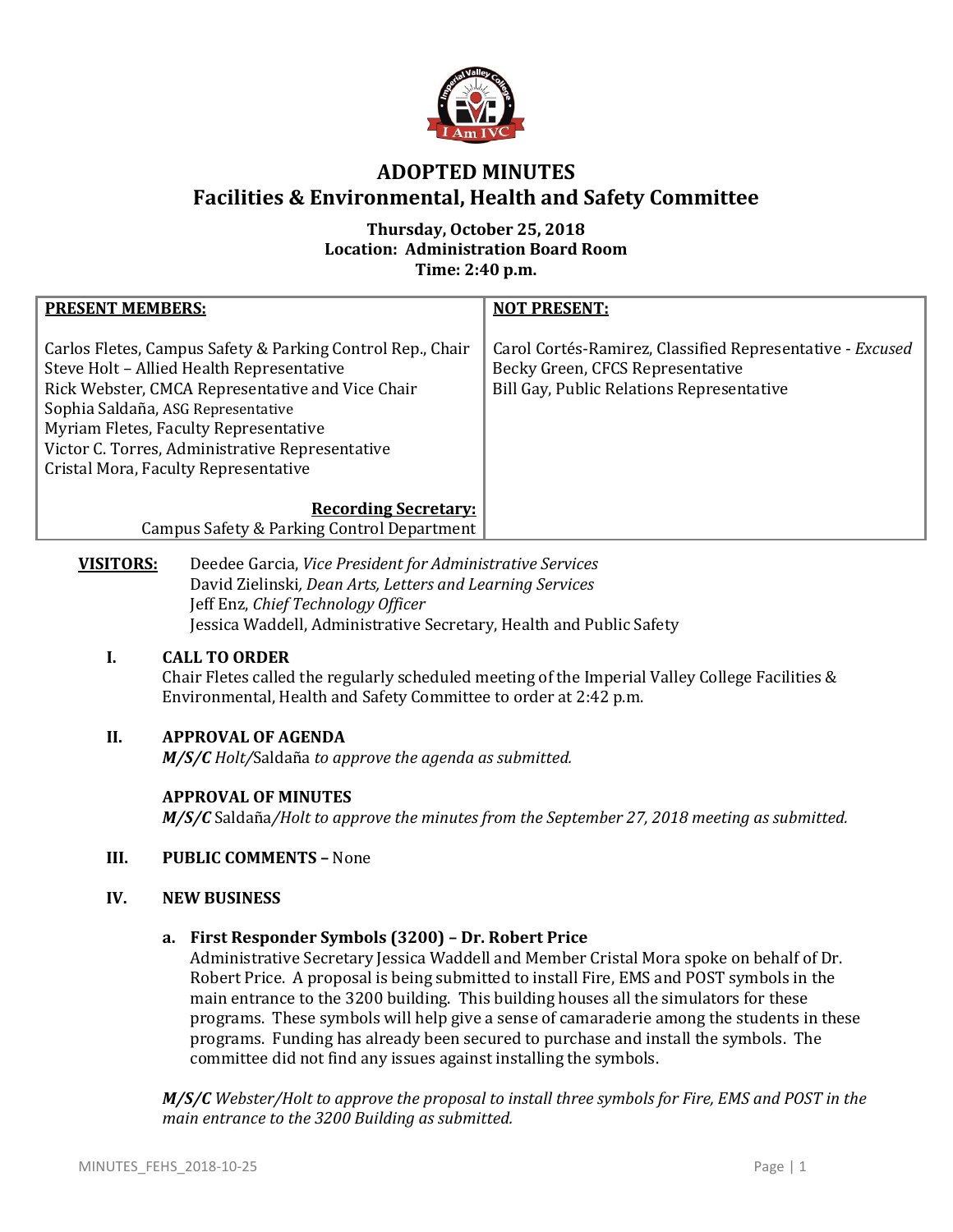# ADOPTED MINUTES
## Facilities & Environmental, Health and Safety Committee

**Thursday, October 25, 2018**
**Location: Administration Board Room**
**Time: 2:40 p.m.**

| PRESENT MEMBERS: | NOT PRESENT: |
|---|---|
| Carlos Fletes, Campus Safety & Parking Control Rep., Chair<br>Steve Holt – Allied Health Representative<br>Rick Webster, CMCA Representative and Vice Chair<br>Sophia Saldaña, ASG Representative<br>Myriam Fletes, Faculty Representative<br>Victor C. Torres, Administrative Representative<br>Cristal Mora, Faculty Representative<br><br>**Recording Secretary:**<br>Campus Safety & Parking Control Department | Carol Cortés-Ramirez, Classified Representative - *Excused*<br>Becky Green, CFCS Representative<br>Bill Gay, Public Relations Representative |

**VISITORS:** Deedee Garcia, *Vice President for Administrative Services*
David Zielinski, *Dean Arts, Letters and Learning Services*
Jeff Enz, *Chief Technology Officer*
Jessica Waddell, Administrative Secretary, Health and Public Safety

**I. CALL TO ORDER**

Chair Fletes called the regularly scheduled meeting of the Imperial Valley College Facilities & Environmental, Health and Safety Committee to order at 2:42 p.m.

**II. APPROVAL OF AGENDA**

***M/S/C*** *Holt/*Saldaña *to approve the agenda as submitted.*

**APPROVAL OF MINUTES**

***M/S/C*** Saldaña*/Holt to approve the minutes from the September 27, 2018 meeting as submitted.*

**III. PUBLIC COMMENTS –** None

**IV. NEW BUSINESS**

**a. First Responder Symbols (3200) – Dr. Robert Price**

Administrative Secretary Jessica Waddell and Member Cristal Mora spoke on behalf of Dr. Robert Price. A proposal is being submitted to install Fire, EMS and POST symbols in the main entrance to the 3200 building. This building houses all the simulators for these programs. These symbols will help give a sense of camaraderie among the students in these programs. Funding has already been secured to purchase and install the symbols. The committee did not find any issues against installing the symbols.

***M/S/C*** *Webster/Holt to approve the proposal to install three symbols for Fire, EMS and POST in the main entrance to the 3200 Building as submitted.*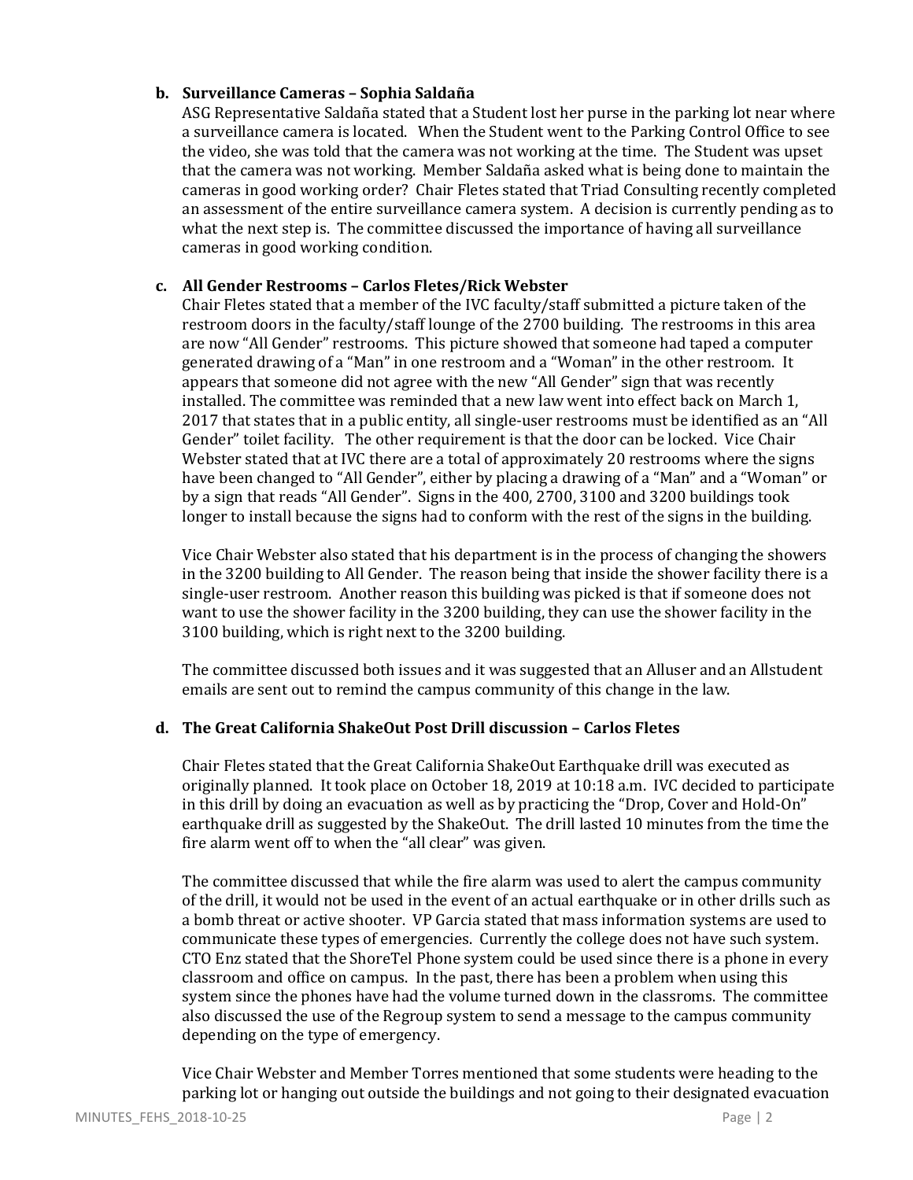**b. Surveillance Cameras – Sophia Saldaña**

ASG Representative Saldaña stated that a Student lost her purse in the parking lot near where a surveillance camera is located. When the Student went to the Parking Control Office to see the video, she was told that the camera was not working at the time. The Student was upset that the camera was not working. Member Saldaña asked what is being done to maintain the cameras in good working order? Chair Fletes stated that Triad Consulting recently completed an assessment of the entire surveillance camera system. A decision is currently pending as to what the next step is. The committee discussed the importance of having all surveillance cameras in good working condition.

**c. All Gender Restrooms – Carlos Fletes/Rick Webster**

Chair Fletes stated that a member of the IVC faculty/staff submitted a picture taken of the restroom doors in the faculty/staff lounge of the 2700 building. The restrooms in this area are now "All Gender" restrooms. This picture showed that someone had taped a computer generated drawing of a "Man" in one restroom and a "Woman" in the other restroom. It appears that someone did not agree with the new "All Gender" sign that was recently installed. The committee was reminded that a new law went into effect back on March 1, 2017 that states that in a public entity, all single-user restrooms must be identified as an "All Gender" toilet facility. The other requirement is that the door can be locked. Vice Chair Webster stated that at IVC there are a total of approximately 20 restrooms where the signs have been changed to "All Gender", either by placing a drawing of a "Man" and a "Woman" or by a sign that reads "All Gender". Signs in the 400, 2700, 3100 and 3200 buildings took longer to install because the signs had to conform with the rest of the signs in the building.

Vice Chair Webster also stated that his department is in the process of changing the showers in the 3200 building to All Gender. The reason being that inside the shower facility there is a single-user restroom. Another reason this building was picked is that if someone does not want to use the shower facility in the 3200 building, they can use the shower facility in the 3100 building, which is right next to the 3200 building.

The committee discussed both issues and it was suggested that an Alluser and an Allstudent emails are sent out to remind the campus community of this change in the law.

**d. The Great California ShakeOut Post Drill discussion – Carlos Fletes**

Chair Fletes stated that the Great California ShakeOut Earthquake drill was executed as originally planned. It took place on October 18, 2019 at 10:18 a.m. IVC decided to participate in this drill by doing an evacuation as well as by practicing the "Drop, Cover and Hold-On" earthquake drill as suggested by the ShakeOut. The drill lasted 10 minutes from the time the fire alarm went off to when the "all clear" was given.

The committee discussed that while the fire alarm was used to alert the campus community of the drill, it would not be used in the event of an actual earthquake or in other drills such as a bomb threat or active shooter. VP Garcia stated that mass information systems are used to communicate these types of emergencies. Currently the college does not have such system. CTO Enz stated that the ShoreTel Phone system could be used since there is a phone in every classroom and office on campus. In the past, there has been a problem when using this system since the phones have had the volume turned down in the classroms. The committee also discussed the use of the Regroup system to send a message to the campus community depending on the type of emergency.

Vice Chair Webster and Member Torres mentioned that some students were heading to the parking lot or hanging out outside the buildings and not going to their designated evacuation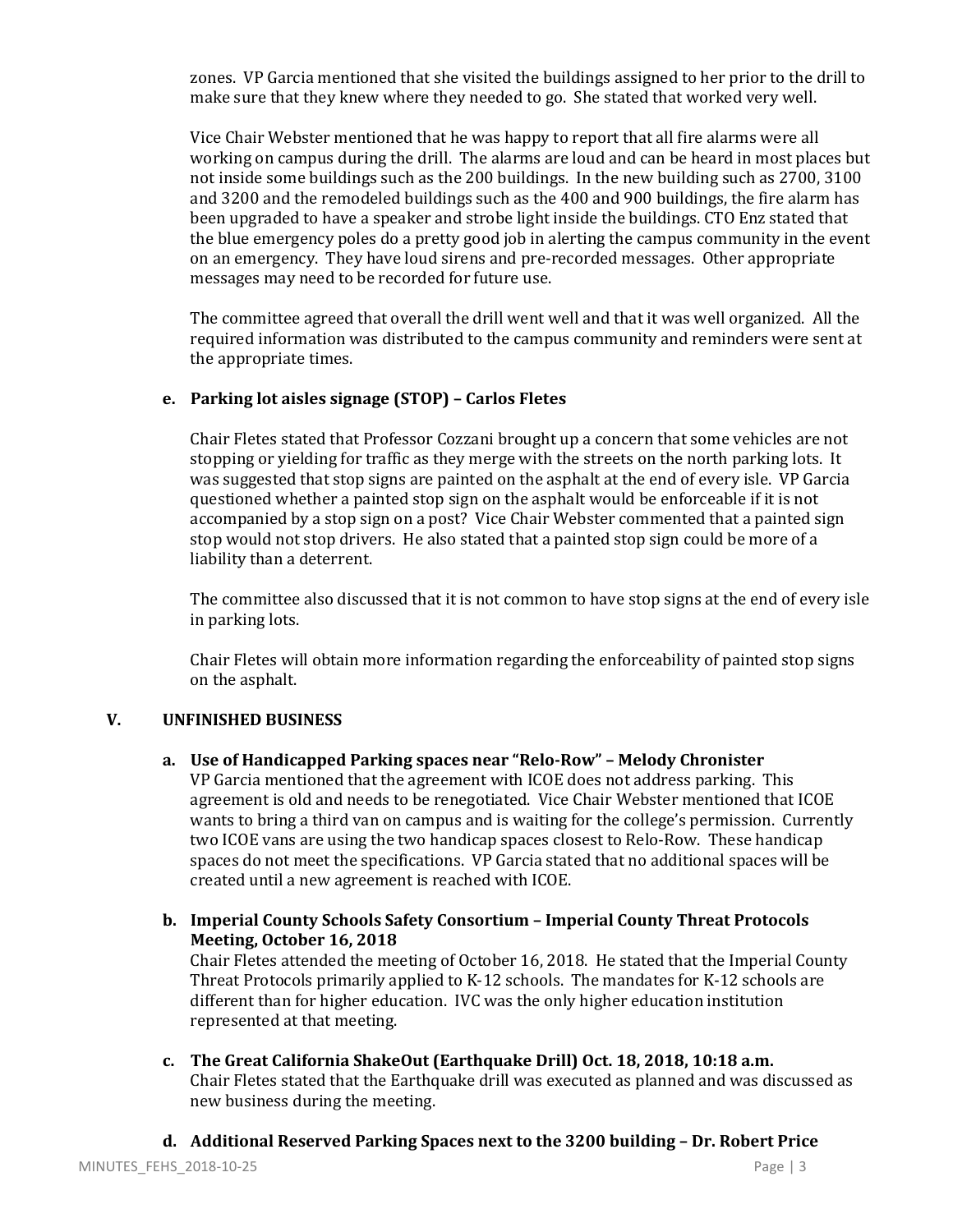zones. VP Garcia mentioned that she visited the buildings assigned to her prior to the drill to make sure that they knew where they needed to go. She stated that worked very well.

Vice Chair Webster mentioned that he was happy to report that all fire alarms were all working on campus during the drill. The alarms are loud and can be heard in most places but not inside some buildings such as the 200 buildings. In the new building such as 2700, 3100 and 3200 and the remodeled buildings such as the 400 and 900 buildings, the fire alarm has been upgraded to have a speaker and strobe light inside the buildings. CTO Enz stated that the blue emergency poles do a pretty good job in alerting the campus community in the event on an emergency. They have loud sirens and pre-recorded messages. Other appropriate messages may need to be recorded for future use.

The committee agreed that overall the drill went well and that it was well organized. All the required information was distributed to the campus community and reminders were sent at the appropriate times.

**e. Parking lot aisles signage (STOP) – Carlos Fletes**

Chair Fletes stated that Professor Cozzani brought up a concern that some vehicles are not stopping or yielding for traffic as they merge with the streets on the north parking lots. It was suggested that stop signs are painted on the asphalt at the end of every isle. VP Garcia questioned whether a painted stop sign on the asphalt would be enforceable if it is not accompanied by a stop sign on a post? Vice Chair Webster commented that a painted sign stop would not stop drivers. He also stated that a painted stop sign could be more of a liability than a deterrent.

The committee also discussed that it is not common to have stop signs at the end of every isle in parking lots.

Chair Fletes will obtain more information regarding the enforceability of painted stop signs on the asphalt.

## V. UNFINISHED BUSINESS

**a. Use of Handicapped Parking spaces near "Relo-Row" – Melody Chronister**

VP Garcia mentioned that the agreement with ICOE does not address parking. This agreement is old and needs to be renegotiated. Vice Chair Webster mentioned that ICOE wants to bring a third van on campus and is waiting for the college's permission. Currently two ICOE vans are using the two handicap spaces closest to Relo-Row. These handicap spaces do not meet the specifications. VP Garcia stated that no additional spaces will be created until a new agreement is reached with ICOE.

**b. Imperial County Schools Safety Consortium – Imperial County Threat Protocols Meeting, October 16, 2018**

Chair Fletes attended the meeting of October 16, 2018. He stated that the Imperial County Threat Protocols primarily applied to K-12 schools. The mandates for K-12 schools are different than for higher education. IVC was the only higher education institution represented at that meeting.

**c. The Great California ShakeOut (Earthquake Drill) Oct. 18, 2018, 10:18 a.m.**

Chair Fletes stated that the Earthquake drill was executed as planned and was discussed as new business during the meeting.

**d. Additional Reserved Parking Spaces next to the 3200 building – Dr. Robert Price**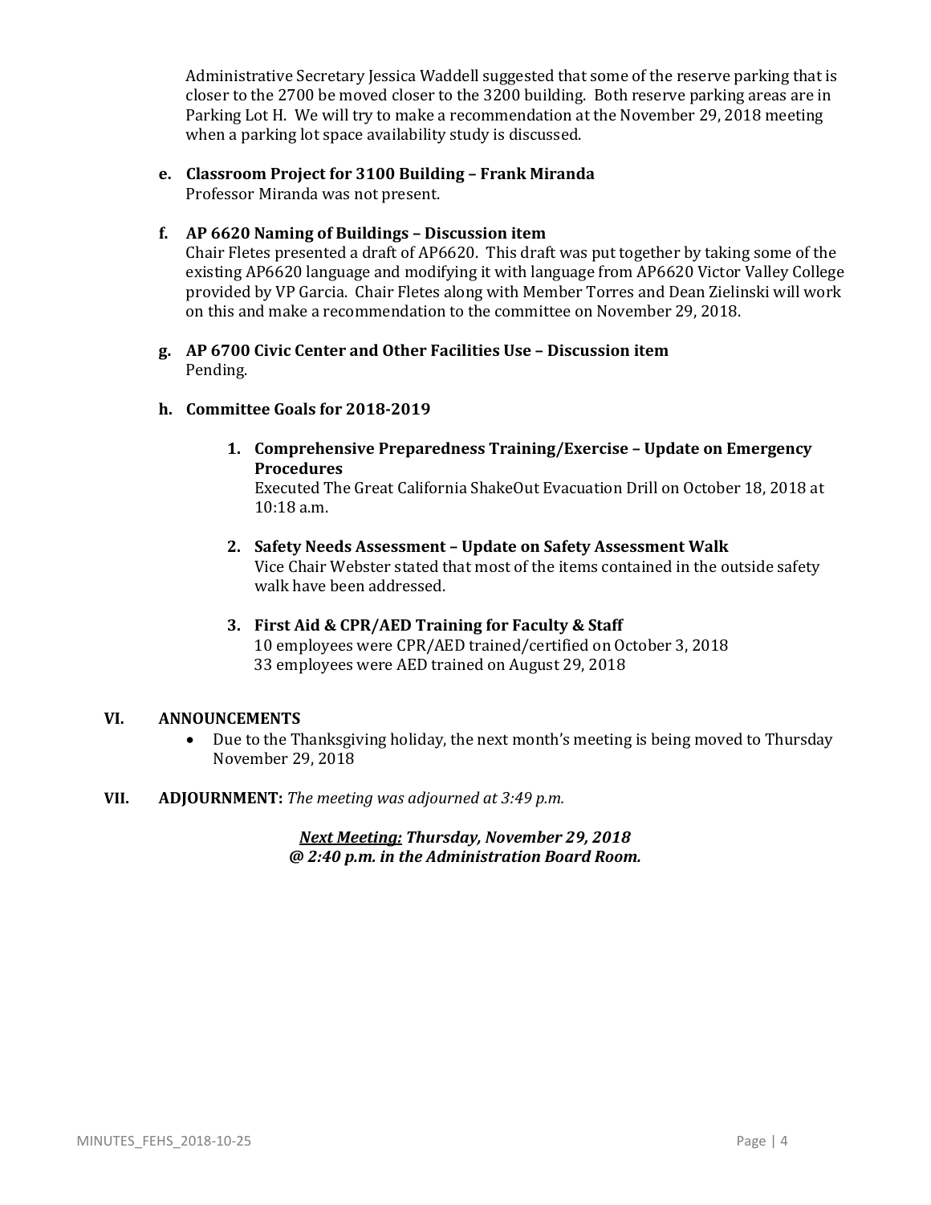Administrative Secretary Jessica Waddell suggested that some of the reserve parking that is closer to the 2700 be moved closer to the 3200 building. Both reserve parking areas are in Parking Lot H. We will try to make a recommendation at the November 29, 2018 meeting when a parking lot space availability study is discussed.

**e. Classroom Project for 3100 Building – Frank Miranda**
Professor Miranda was not present.

**f. AP 6620 Naming of Buildings – Discussion item**
Chair Fletes presented a draft of AP6620. This draft was put together by taking some of the existing AP6620 language and modifying it with language from AP6620 Victor Valley College provided by VP Garcia. Chair Fletes along with Member Torres and Dean Zielinski will work on this and make a recommendation to the committee on November 29, 2018.

**g. AP 6700 Civic Center and Other Facilities Use – Discussion item**
Pending.

**h. Committee Goals for 2018-2019**

1. **Comprehensive Preparedness Training/Exercise – Update on Emergency Procedures**
   Executed The Great California ShakeOut Evacuation Drill on October 18, 2018 at 10:18 a.m.

2. **Safety Needs Assessment – Update on Safety Assessment Walk**
   Vice Chair Webster stated that most of the items contained in the outside safety walk have been addressed.

3. **First Aid & CPR/AED Training for Faculty & Staff**
   10 employees were CPR/AED trained/certified on October 3, 2018
   33 employees were AED trained on August 29, 2018

## VI. ANNOUNCEMENTS

- Due to the Thanksgiving holiday, the next month's meeting is being moved to Thursday November 29, 2018

## VII. ADJOURNMENT: *The meeting was adjourned at 3:49 p.m.*

***Next Meeting:* *Thursday, November 29, 2018***
***@ 2:40 p.m. in the Administration Board Room.***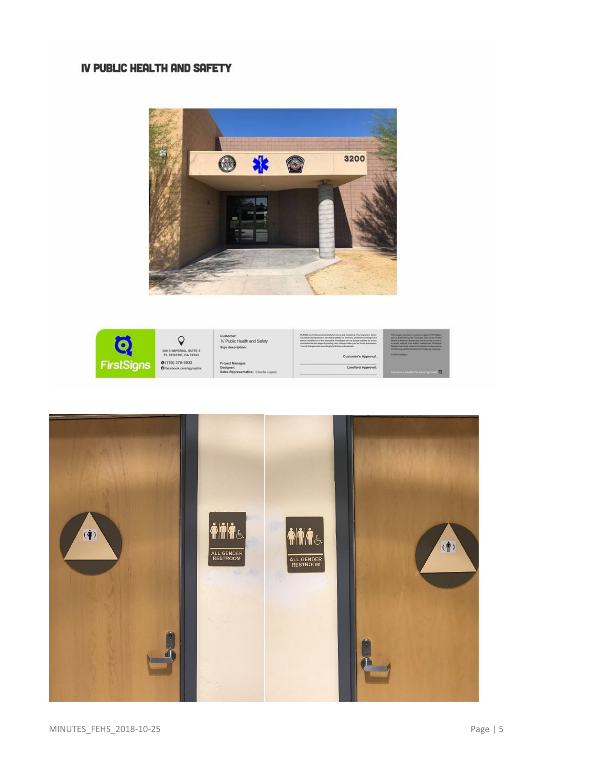## IV PUBLIC HEALTH AND SAFETY